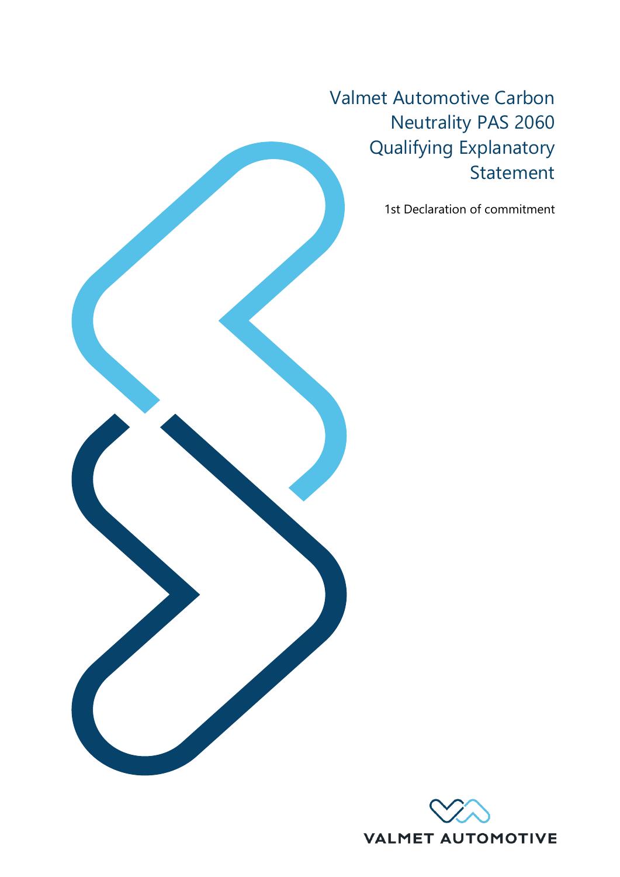# Valmet Automotive Carbon Neutrality PAS 2060 Qualifying Explanatory Statement

1st Declaration of commitment

VALMET AUTOMOTIVE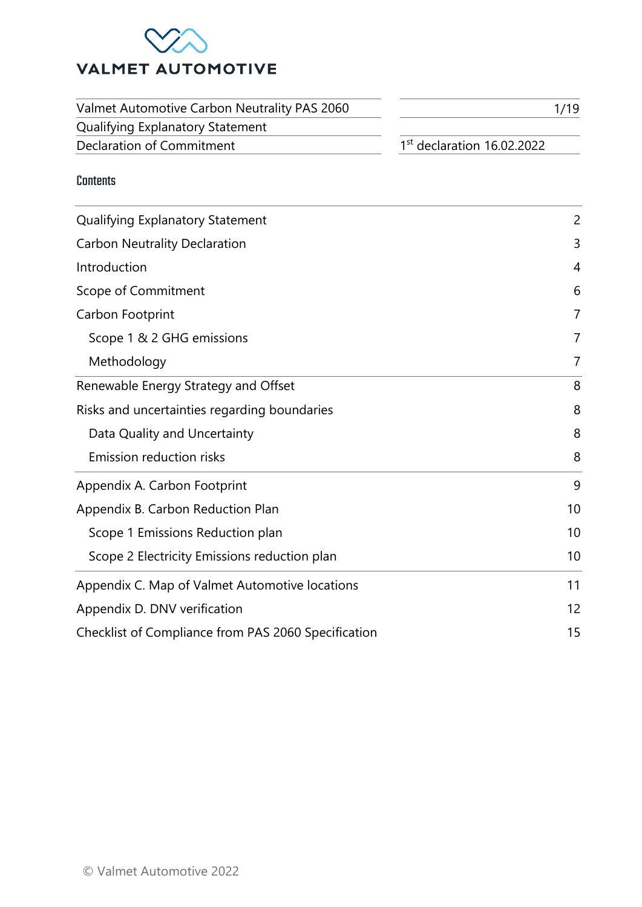VALMET AUTOMOTIVE

| Valmet Automotive Carbon Neutrality PAS 2060 | |
|---|---|
| Qualifying Explanatory Statement | |
| Declaration of Commitment | 1st declaration 16.02.2022 |

## Contents

| | |
|---|---|
| Qualifying Explanatory Statement | 2 |
| Carbon Neutrality Declaration | 3 |
| Introduction | 4 |
| Scope of Commitment | 6 |
| Carbon Footprint | 7 |
| Scope 1 & 2 GHG emissions | 7 |
| Methodology | 7 |
| Renewable Energy Strategy and Offset | 8 |
| Risks and uncertainties regarding boundaries | 8 |
| Data Quality and Uncertainty | 8 |
| Emission reduction risks | 8 |
| Appendix A. Carbon Footprint | 9 |
| Appendix B. Carbon Reduction Plan | 10 |
| Scope 1 Emissions Reduction plan | 10 |
| Scope 2 Electricity Emissions reduction plan | 10 |
| Appendix C. Map of Valmet Automotive locations | 11 |
| Appendix D. DNV verification | 12 |
| Checklist of Compliance from PAS 2060 Specification | 15 |

© Valmet Automotive 2022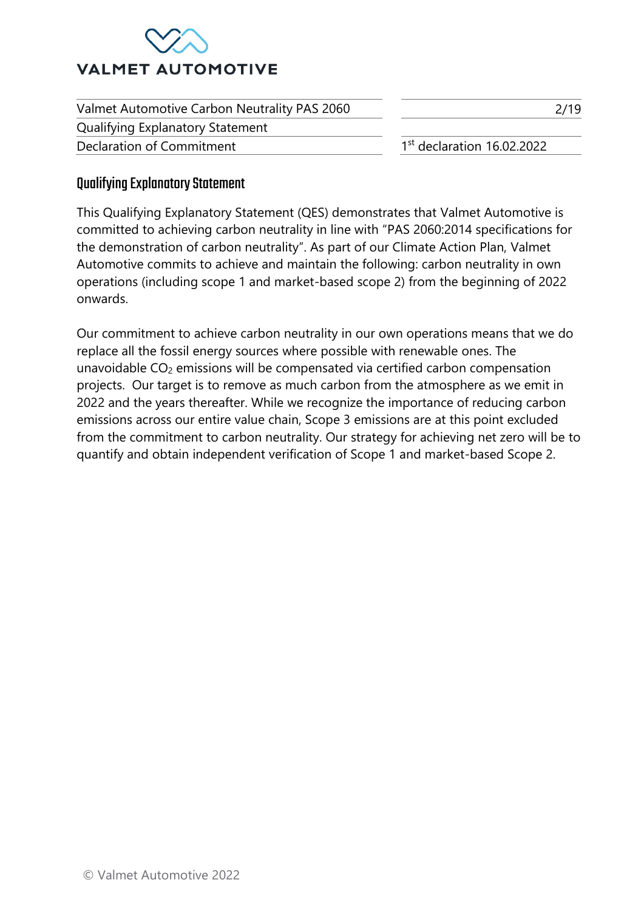## Qualifying Explanatory Statement

This Qualifying Explanatory Statement (QES) demonstrates that Valmet Automotive is committed to achieving carbon neutrality in line with "PAS 2060:2014 specifications for the demonstration of carbon neutrality". As part of our Climate Action Plan, Valmet Automotive commits to achieve and maintain the following: carbon neutrality in own operations (including scope 1 and market-based scope 2) from the beginning of 2022 onwards.

Our commitment to achieve carbon neutrality in our own operations means that we do replace all the fossil energy sources where possible with renewable ones. The unavoidable $CO_2$ emissions will be compensated via certified carbon compensation projects. Our target is to remove as much carbon from the atmosphere as we emit in 2022 and the years thereafter. While we recognize the importance of reducing carbon emissions across our entire value chain, Scope 3 emissions are at this point excluded from the commitment to carbon neutrality. Our strategy for achieving net zero will be to quantify and obtain independent verification of Scope 1 and market-based Scope 2.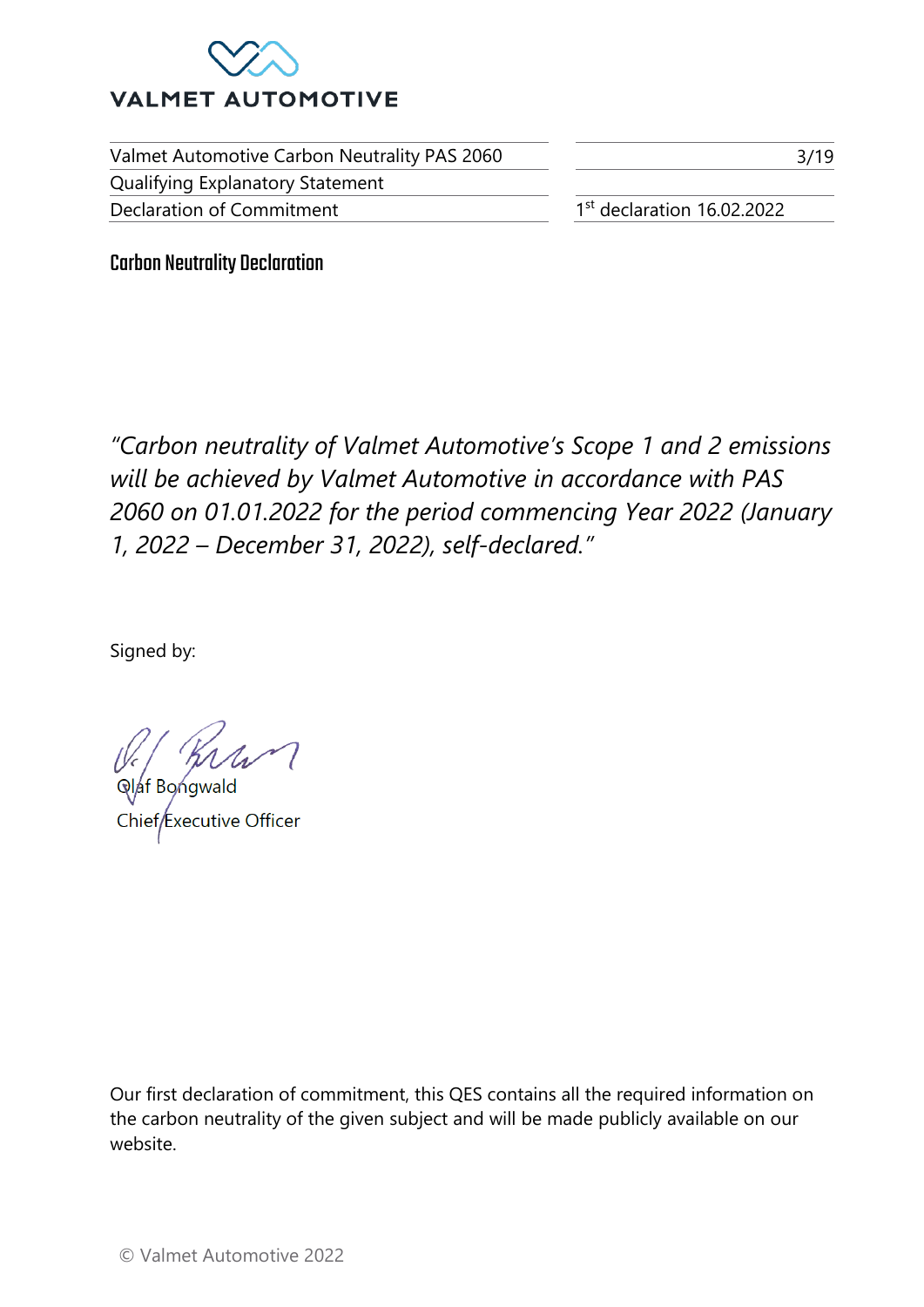## Carbon Neutrality Declaration

*"Carbon neutrality of Valmet Automotive's Scope 1 and 2 emissions will be achieved by Valmet Automotive in accordance with PAS 2060 on 01.01.2022 for the period commencing Year 2022 (January 1, 2022 – December 31, 2022), self-declared."*

Signed by:

Olaf Bongwald
Chief Executive Officer

Our first declaration of commitment, this QES contains all the required information on the carbon neutrality of the given subject and will be made publicly available on our website.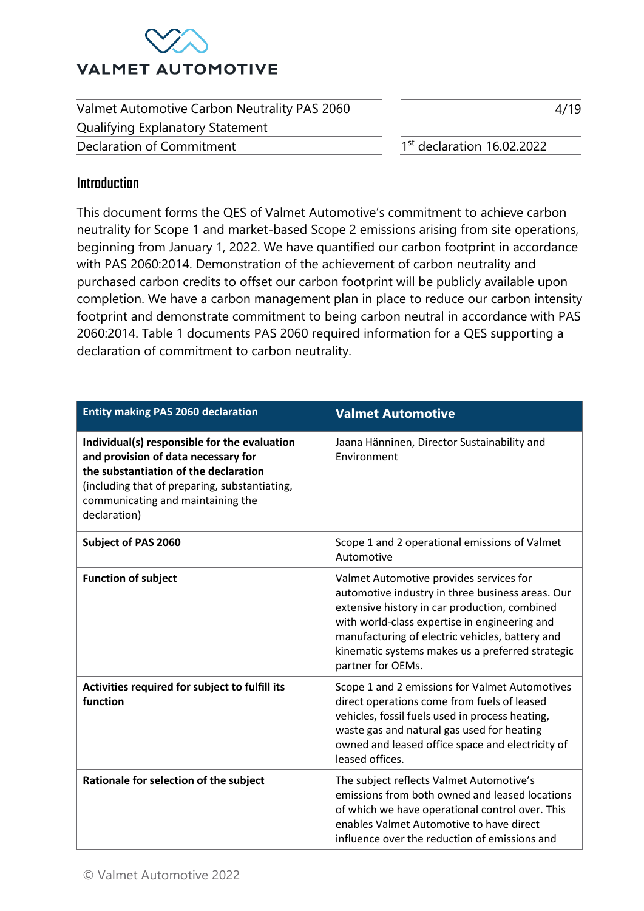## Introduction

This document forms the QES of Valmet Automotive's commitment to achieve carbon neutrality for Scope 1 and market-based Scope 2 emissions arising from site operations, beginning from January 1, 2022. We have quantified our carbon footprint in accordance with PAS 2060:2014. Demonstration of the achievement of carbon neutrality and purchased carbon credits to offset our carbon footprint will be publicly available upon completion. We have a carbon management plan in place to reduce our carbon intensity footprint and demonstrate commitment to being carbon neutral in accordance with PAS 2060:2014. Table 1 documents PAS 2060 required information for a QES supporting a declaration of commitment to carbon neutrality.

| **Entity making PAS 2060 declaration** | **Valmet Automotive** |
|---|---|
| **Individual(s) responsible for the evaluation and provision of data necessary for the substantiation of the declaration** (including that of preparing, substantiating, communicating and maintaining the declaration) | Jaana Hänninen, Director Sustainability and Environment |
| **Subject of PAS 2060** | Scope 1 and 2 operational emissions of Valmet Automotive |
| **Function of subject** | Valmet Automotive provides services for automotive industry in three business areas. Our extensive history in car production, combined with world-class expertise in engineering and manufacturing of electric vehicles, battery and kinematic systems makes us a preferred strategic partner for OEMs. |
| **Activities required for subject to fulfill its function** | Scope 1 and 2 emissions for Valmet Automotives direct operations come from fuels of leased vehicles, fossil fuels used in process heating, waste gas and natural gas used for heating owned and leased office space and electricity of leased offices. |
| **Rationale for selection of the subject** | The subject reflects Valmet Automotive's emissions from both owned and leased locations of which we have operational control over. This enables Valmet Automotive to have direct influence over the reduction of emissions and |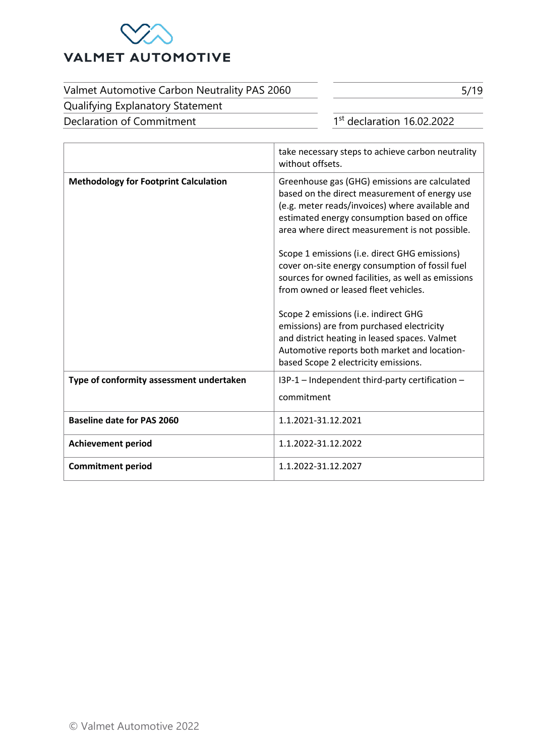| | |
|---|---|
| | take necessary steps to achieve carbon neutrality without offsets. |
| **Methodology for Footprint Calculation** | Greenhouse gas (GHG) emissions are calculated based on the direct measurement of energy use (e.g. meter reads/invoices) where available and estimated energy consumption based on office area where direct measurement is not possible.<br><br>Scope 1 emissions (i.e. direct GHG emissions) cover on-site energy consumption of fossil fuel sources for owned facilities, as well as emissions from owned or leased fleet vehicles.<br><br>Scope 2 emissions (i.e. indirect GHG emissions) are from purchased electricity and district heating in leased spaces. Valmet Automotive reports both market and location-based Scope 2 electricity emissions. |
| **Type of conformity assessment undertaken** | I3P-1 – Independent third-party certification – commitment |
| **Baseline date for PAS 2060** | 1.1.2021-31.12.2021 |
| **Achievement period** | 1.1.2022-31.12.2022 |
| **Commitment period** | 1.1.2022-31.12.2027 |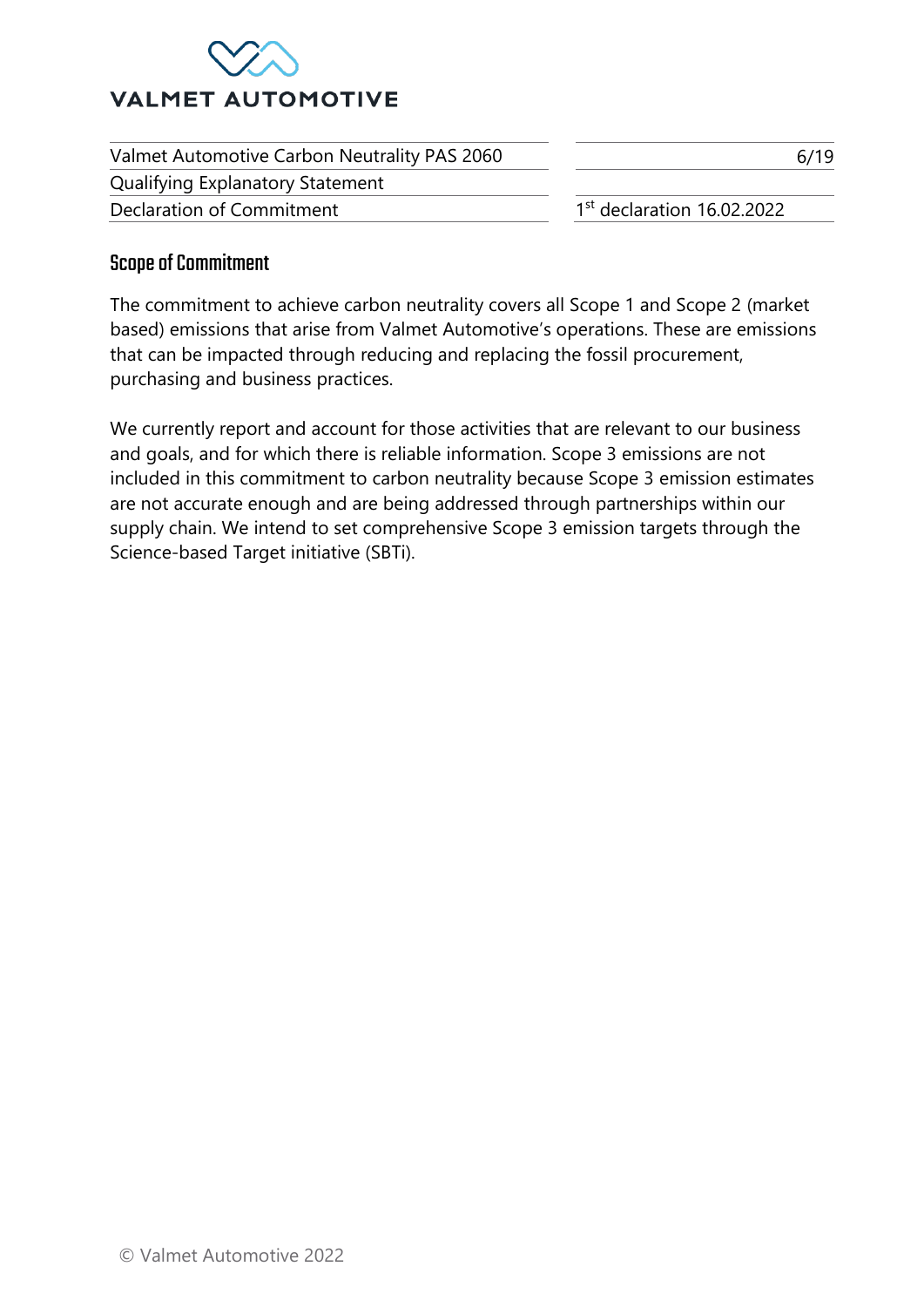## Scope of Commitment

The commitment to achieve carbon neutrality covers all Scope 1 and Scope 2 (market based) emissions that arise from Valmet Automotive's operations. These are emissions that can be impacted through reducing and replacing the fossil procurement, purchasing and business practices.

We currently report and account for those activities that are relevant to our business and goals, and for which there is reliable information. Scope 3 emissions are not included in this commitment to carbon neutrality because Scope 3 emission estimates are not accurate enough and are being addressed through partnerships within our supply chain. We intend to set comprehensive Scope 3 emission targets through the Science-based Target initiative (SBTi).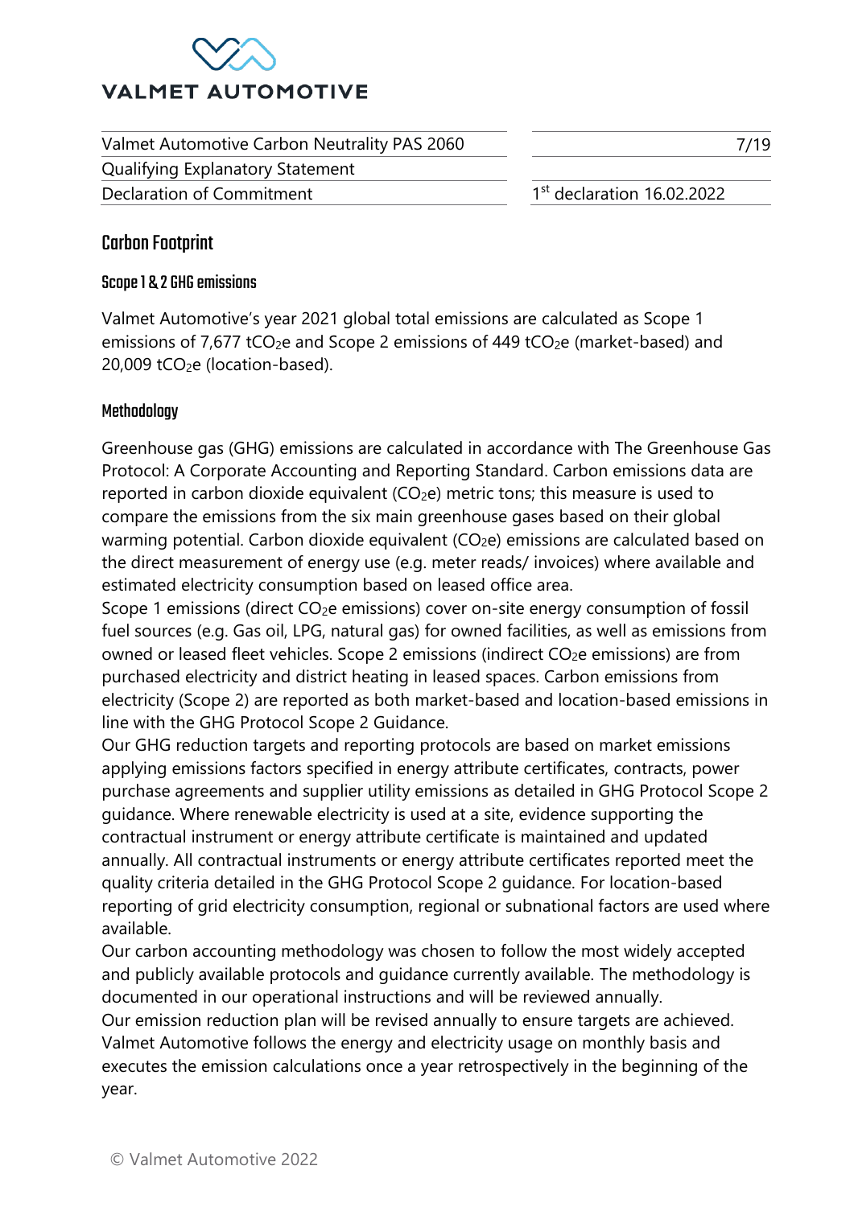## Carbon Footprint

### Scope 1 & 2 GHG emissions

Valmet Automotive's year 2021 global total emissions are calculated as Scope 1 emissions of 7,677 $tCO_2e$ and Scope 2 emissions of 449 $tCO_2e$ (market-based) and 20,009 $tCO_2e$ (location-based).

### Methodology

Greenhouse gas (GHG) emissions are calculated in accordance with The Greenhouse Gas Protocol: A Corporate Accounting and Reporting Standard. Carbon emissions data are reported in carbon dioxide equivalent ($CO_2e$) metric tons; this measure is used to compare the emissions from the six main greenhouse gases based on their global warming potential. Carbon dioxide equivalent ($CO_2e$) emissions are calculated based on the direct measurement of energy use (e.g. meter reads/ invoices) where available and estimated electricity consumption based on leased office area.

Scope 1 emissions (direct $CO_2e$ emissions) cover on-site energy consumption of fossil fuel sources (e.g. Gas oil, LPG, natural gas) for owned facilities, as well as emissions from owned or leased fleet vehicles. Scope 2 emissions (indirect $CO_2e$ emissions) are from purchased electricity and district heating in leased spaces. Carbon emissions from electricity (Scope 2) are reported as both market-based and location-based emissions in line with the GHG Protocol Scope 2 Guidance.

Our GHG reduction targets and reporting protocols are based on market emissions applying emissions factors specified in energy attribute certificates, contracts, power purchase agreements and supplier utility emissions as detailed in GHG Protocol Scope 2 guidance. Where renewable electricity is used at a site, evidence supporting the contractual instrument or energy attribute certificate is maintained and updated annually. All contractual instruments or energy attribute certificates reported meet the quality criteria detailed in the GHG Protocol Scope 2 guidance. For location-based reporting of grid electricity consumption, regional or subnational factors are used where available.

Our carbon accounting methodology was chosen to follow the most widely accepted and publicly available protocols and guidance currently available. The methodology is documented in our operational instructions and will be reviewed annually.

Our emission reduction plan will be revised annually to ensure targets are achieved. Valmet Automotive follows the energy and electricity usage on monthly basis and executes the emission calculations once a year retrospectively in the beginning of the year.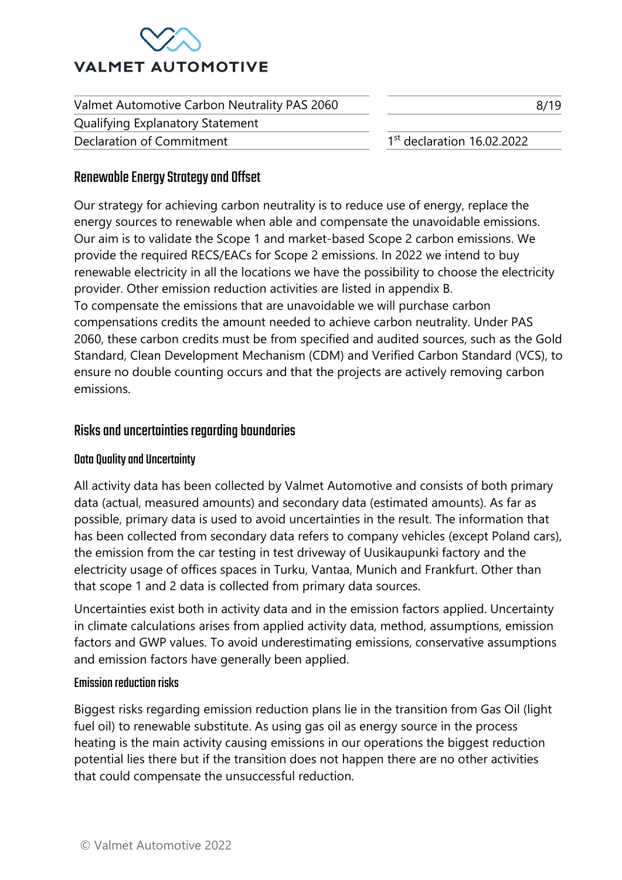## Renewable Energy Strategy and Offset

Our strategy for achieving carbon neutrality is to reduce use of energy, replace the energy sources to renewable when able and compensate the unavoidable emissions. Our aim is to validate the Scope 1 and market-based Scope 2 carbon emissions. We provide the required RECS/EACs for Scope 2 emissions. In 2022 we intend to buy renewable electricity in all the locations we have the possibility to choose the electricity provider. Other emission reduction activities are listed in appendix B.
To compensate the emissions that are unavoidable we will purchase carbon compensations credits the amount needed to achieve carbon neutrality. Under PAS 2060, these carbon credits must be from specified and audited sources, such as the Gold Standard, Clean Development Mechanism (CDM) and Verified Carbon Standard (VCS), to ensure no double counting occurs and that the projects are actively removing carbon emissions.

## Risks and uncertainties regarding boundaries

### Data Quality and Uncertainty

All activity data has been collected by Valmet Automotive and consists of both primary data (actual, measured amounts) and secondary data (estimated amounts). As far as possible, primary data is used to avoid uncertainties in the result. The information that has been collected from secondary data refers to company vehicles (except Poland cars), the emission from the car testing in test driveway of Uusikaupunki factory and the electricity usage of offices spaces in Turku, Vantaa, Munich and Frankfurt. Other than that scope 1 and 2 data is collected from primary data sources.

Uncertainties exist both in activity data and in the emission factors applied. Uncertainty in climate calculations arises from applied activity data, method, assumptions, emission factors and GWP values. To avoid underestimating emissions, conservative assumptions and emission factors have generally been applied.

### Emission reduction risks

Biggest risks regarding emission reduction plans lie in the transition from Gas Oil (light fuel oil) to renewable substitute. As using gas oil as energy source in the process heating is the main activity causing emissions in our operations the biggest reduction potential lies there but if the transition does not happen there are no other activities that could compensate the unsuccessful reduction.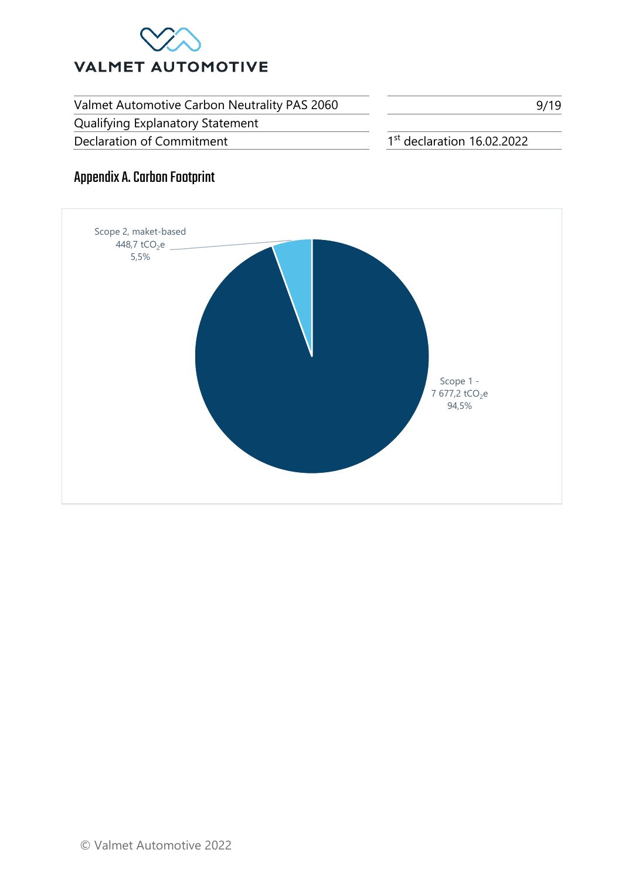## Appendix A. Carbon Footprint

Scope 2, maket-based
448,7 $tCO_2e$
5,5%

Scope 1 -
7 677,2 $tCO_2e$
94,5%

© Valmet Automotive 2022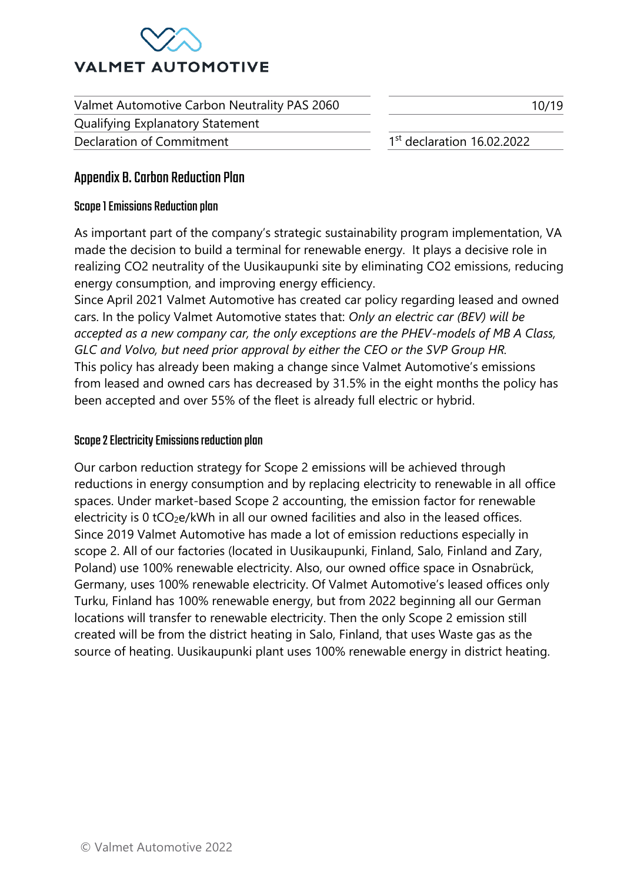## Appendix B. Carbon Reduction Plan

### Scope 1 Emissions Reduction plan

As important part of the company's strategic sustainability program implementation, VA made the decision to build a terminal for renewable energy. It plays a decisive role in realizing CO2 neutrality of the Uusikaupunki site by eliminating CO2 emissions, reducing energy consumption, and improving energy efficiency.
Since April 2021 Valmet Automotive has created car policy regarding leased and owned cars. In the policy Valmet Automotive states that: *Only an electric car (BEV) will be accepted as a new company car, the only exceptions are the PHEV-models of MB A Class, GLC and Volvo, but need prior approval by either the CEO or the SVP Group HR.*
This policy has already been making a change since Valmet Automotive's emissions from leased and owned cars has decreased by 31.5% in the eight months the policy has been accepted and over 55% of the fleet is already full electric or hybrid.

### Scope 2 Electricity Emissions reduction plan

Our carbon reduction strategy for Scope 2 emissions will be achieved through reductions in energy consumption and by replacing electricity to renewable in all office spaces. Under market-based Scope 2 accounting, the emission factor for renewable electricity is 0 $tCO_2e/kWh$ in all our owned facilities and also in the leased offices. Since 2019 Valmet Automotive has made a lot of emission reductions especially in scope 2. All of our factories (located in Uusikaupunki, Finland, Salo, Finland and Zary, Poland) use 100% renewable electricity. Also, our owned office space in Osnabrück, Germany, uses 100% renewable electricity. Of Valmet Automotive's leased offices only Turku, Finland has 100% renewable energy, but from 2022 beginning all our German locations will transfer to renewable electricity. Then the only Scope 2 emission still created will be from the district heating in Salo, Finland, that uses Waste gas as the source of heating. Uusikaupunki plant uses 100% renewable energy in district heating.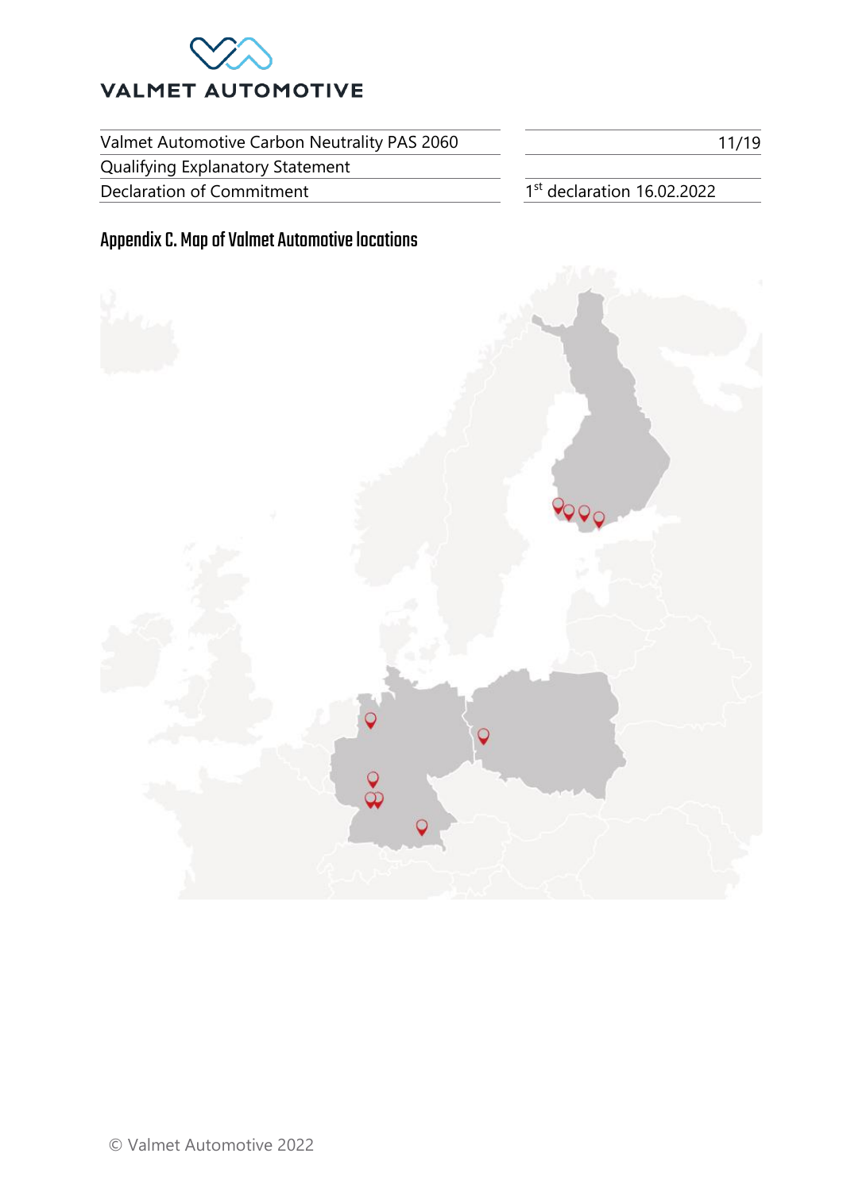## Appendix C. Map of Valmet Automotive locations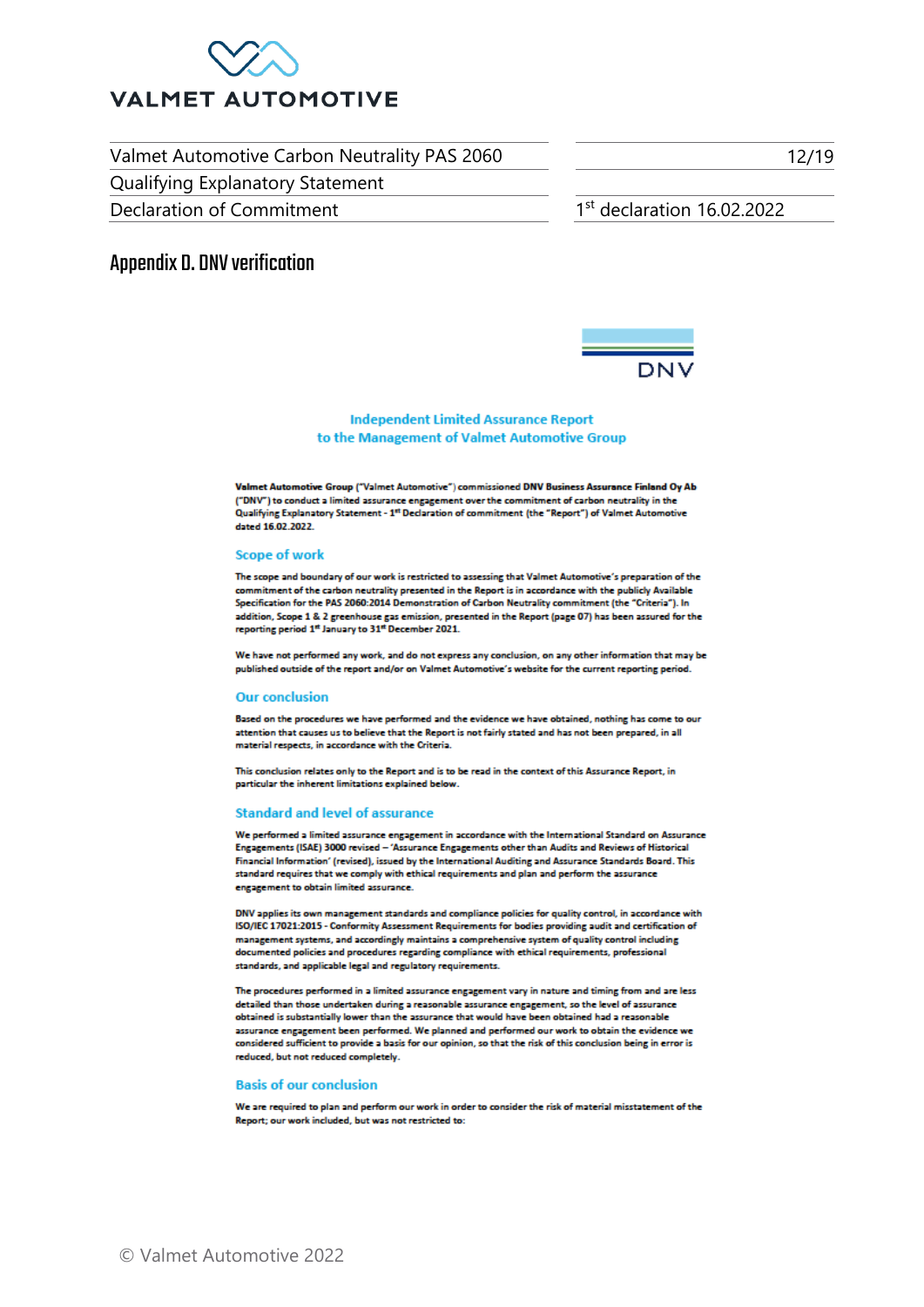# Appendix D. DNV verification

DNV

## Independent Limited Assurance Report to the Management of Valmet Automotive Group

**Valmet Automotive Group** ("Valmet Automotive") commissioned **DNV Business Assurance Finland Oy Ab** ("DNV") to conduct a limited assurance engagement over the commitment of carbon neutrality in the Qualifying Explanatory Statement - 1st Declaration of commitment (the "Report") of Valmet Automotive dated 16.02.2022.

### Scope of work

The scope and boundary of our work is restricted to assessing that Valmet Automotive's preparation of the commitment of the carbon neutrality presented in the Report is in accordance with the publicly Available Specification for the PAS 2060:2014 Demonstration of Carbon Neutrality commitment (the "Criteria"). In addition, Scope 1 & 2 greenhouse gas emission, presented in the Report (page 07) has been assured for the reporting period 1st January to 31st December 2021.

We have not performed any work, and do not express any conclusion, on any other information that may be published outside of the report and/or on Valmet Automotive's website for the current reporting period.

### Our conclusion

Based on the procedures we have performed and the evidence we have obtained, nothing has come to our attention that causes us to believe that the Report is not fairly stated and has not been prepared, in all material respects, in accordance with the Criteria.

This conclusion relates only to the Report and is to be read in the context of this Assurance Report, in particular the inherent limitations explained below.

### Standard and level of assurance

We performed a limited assurance engagement in accordance with the International Standard on Assurance Engagements (ISAE) 3000 revised – 'Assurance Engagements other than Audits and Reviews of Historical Financial Information' (revised), issued by the International Auditing and Assurance Standards Board. This standard requires that we comply with ethical requirements and plan and perform the assurance engagement to obtain limited assurance.

DNV applies its own management standards and compliance policies for quality control, in accordance with ISO/IEC 17021:2015 - Conformity Assessment Requirements for bodies providing audit and certification of management systems, and accordingly maintains a comprehensive system of quality control including documented policies and procedures regarding compliance with ethical requirements, professional standards, and applicable legal and regulatory requirements.

The procedures performed in a limited assurance engagement vary in nature and timing from and are less detailed than those undertaken during a reasonable assurance engagement, so the level of assurance obtained is substantially lower than the assurance that would have been obtained had a reasonable assurance engagement been performed. We planned and performed our work to obtain the evidence we considered sufficient to provide a basis for our opinion, so that the risk of this conclusion being in error is reduced, but not reduced completely.

### Basis of our conclusion

We are required to plan and perform our work in order to consider the risk of material misstatement of the Report; our work included, but was not restricted to: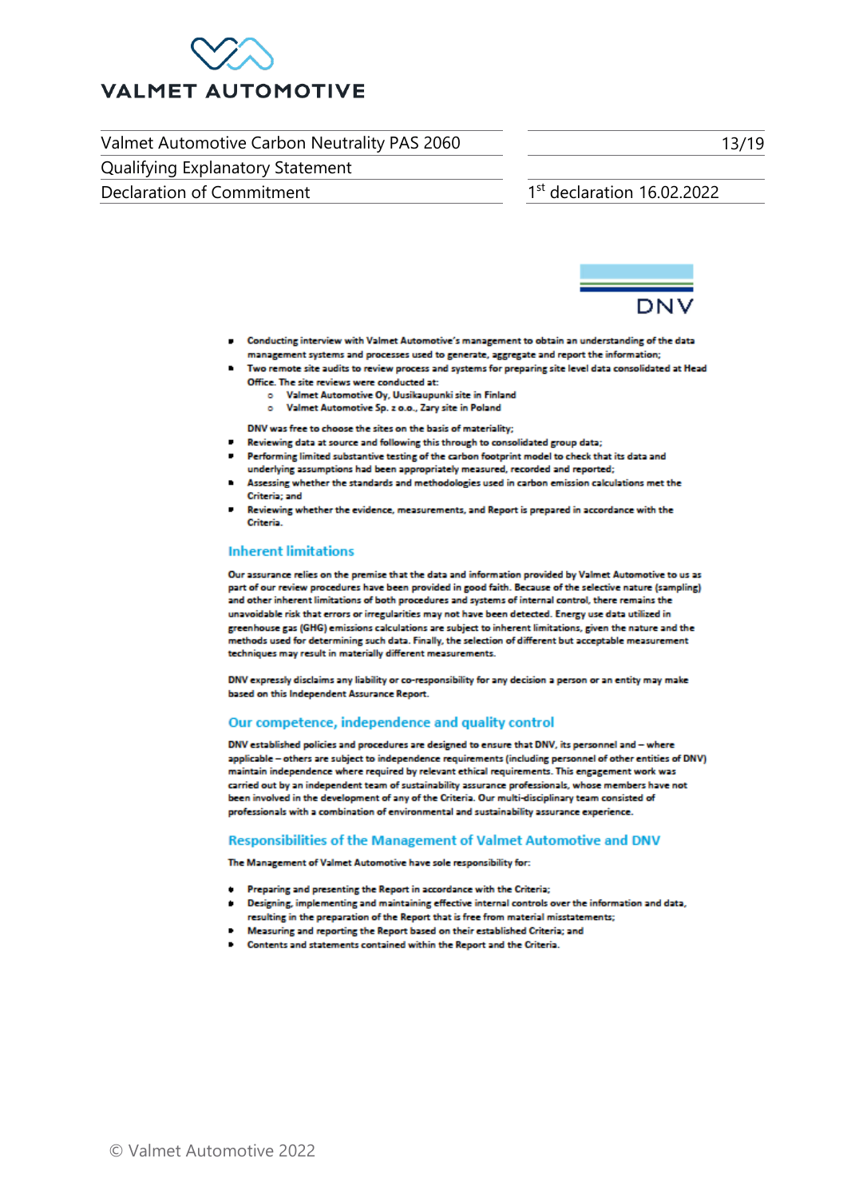- Conducting interview with Valmet Automotive's management to obtain an understanding of the data management systems and processes used to generate, aggregate and report the information;
- Two remote site audits to review process and systems for preparing site level data consolidated at Head Office. The site reviews were conducted at:
  - Valmet Automotive Oy, Uusikaupunki site in Finland
  - Valmet Automotive Sp. z o.o., Zary site in Poland

  DNV was free to choose the sites on the basis of materiality;
- Reviewing data at source and following this through to consolidated group data;
- Performing limited substantive testing of the carbon footprint model to check that its data and underlying assumptions had been appropriately measured, recorded and reported;
- Assessing whether the standards and methodologies used in carbon emission calculations met the Criteria; and
- Reviewing whether the evidence, measurements, and Report is prepared in accordance with the Criteria.

## Inherent limitations

Our assurance relies on the premise that the data and information provided by Valmet Automotive to us as part of our review procedures have been provided in good faith. Because of the selective nature (sampling) and other inherent limitations of both procedures and systems of internal control, there remains the unavoidable risk that errors or irregularities may not have been detected. Energy use data utilized in greenhouse gas (GHG) emissions calculations are subject to inherent limitations, given the nature and the methods used for determining such data. Finally, the selection of different but acceptable measurement techniques may result in materially different measurements.

DNV expressly disclaims any liability or co-responsibility for any decision a person or an entity may make based on this Independent Assurance Report.

## Our competence, independence and quality control

DNV established policies and procedures are designed to ensure that DNV, its personnel and – where applicable – others are subject to independence requirements (including personnel of other entities of DNV) maintain independence where required by relevant ethical requirements. This engagement work was carried out by an independent team of sustainability assurance professionals, whose members have not been involved in the development of any of the Criteria. Our multi-disciplinary team consisted of professionals with a combination of environmental and sustainability assurance experience.

## Responsibilities of the Management of Valmet Automotive and DNV

The Management of Valmet Automotive have sole responsibility for:

- Preparing and presenting the Report in accordance with the Criteria;
- Designing, implementing and maintaining effective internal controls over the information and data, resulting in the preparation of the Report that is free from material misstatements;
- Measuring and reporting the Report based on their established Criteria; and
- Contents and statements contained within the Report and the Criteria.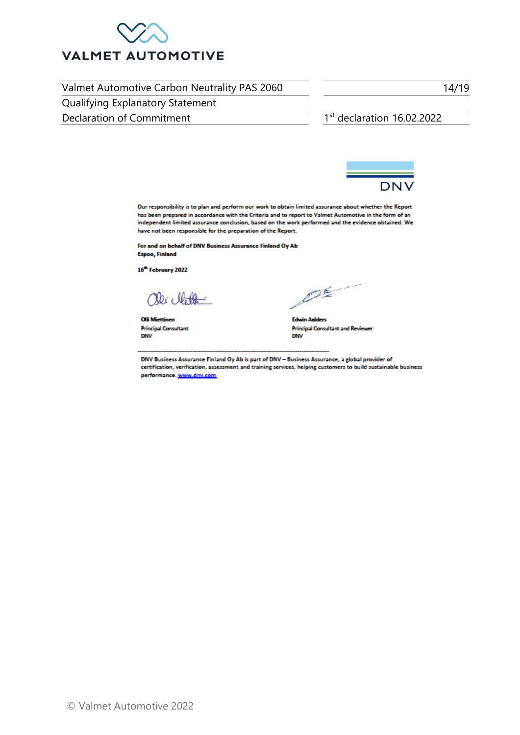Our responsibility is to plan and perform our work to obtain limited assurance about whether the Report has been prepared in accordance with the Criteria and to report to Valmet Automotive in the form of an independent limited assurance conclusion, based on the work performed and the evidence obtained. We have not been responsible for the preparation of the Report.

**For and on behalf of DNV Business Assurance Finland Oy Ab**
**Espoo, Finland**

**16th February 2022**

| | |
|---|---|
| **Olli Miettinen** | **Edwin Aalders** |
| **Principal Consultant** | **Principal Consultant and Reviewer** |
| **DNV** | **DNV** |

---

DNV Business Assurance Finland Oy Ab is part of DNV – Business Assurance, a global provider of certification, verification, assessment and training services, helping customers to build sustainable business performance. www.dnv.com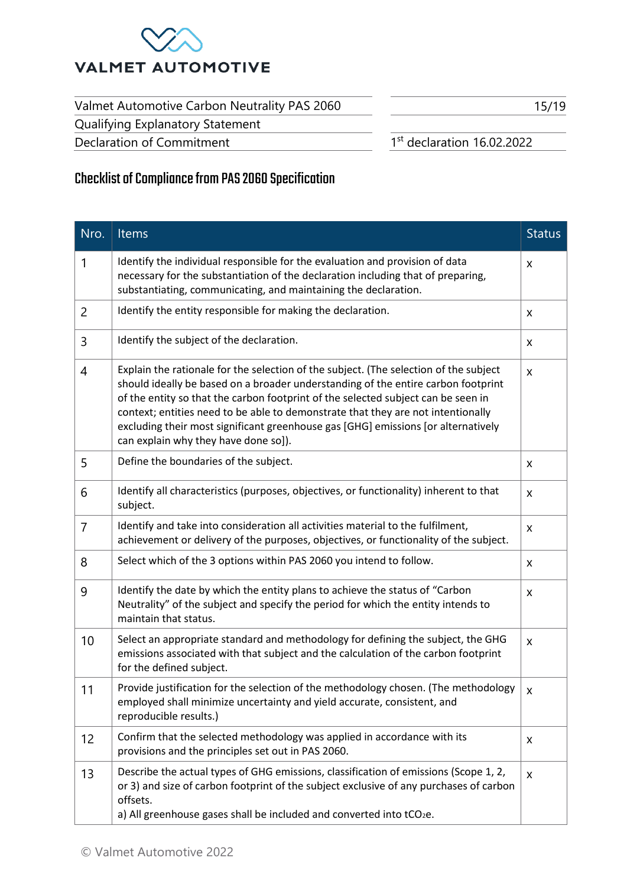## Checklist of Compliance from PAS 2060 Specification

| Nro. | Items | Status |
|---|---|---|
| 1 | Identify the individual responsible for the evaluation and provision of data necessary for the substantiation of the declaration including that of preparing, substantiating, communicating, and maintaining the declaration. | x |
| 2 | Identify the entity responsible for making the declaration. | x |
| 3 | Identify the subject of the declaration. | x |
| 4 | Explain the rationale for the selection of the subject. (The selection of the subject should ideally be based on a broader understanding of the entire carbon footprint of the entity so that the carbon footprint of the selected subject can be seen in context; entities need to be able to demonstrate that they are not intentionally excluding their most significant greenhouse gas [GHG] emissions [or alternatively can explain why they have done so]). | x |
| 5 | Define the boundaries of the subject. | x |
| 6 | Identify all characteristics (purposes, objectives, or functionality) inherent to that subject. | x |
| 7 | Identify and take into consideration all activities material to the fulfilment, achievement or delivery of the purposes, objectives, or functionality of the subject. | x |
| 8 | Select which of the 3 options within PAS 2060 you intend to follow. | x |
| 9 | Identify the date by which the entity plans to achieve the status of "Carbon Neutrality" of the subject and specify the period for which the entity intends to maintain that status. | x |
| 10 | Select an appropriate standard and methodology for defining the subject, the GHG emissions associated with that subject and the calculation of the carbon footprint for the defined subject. | x |
| 11 | Provide justification for the selection of the methodology chosen. (The methodology employed shall minimize uncertainty and yield accurate, consistent, and reproducible results.) | x |
| 12 | Confirm that the selected methodology was applied in accordance with its provisions and the principles set out in PAS 2060. | x |
| 13 | Describe the actual types of GHG emissions, classification of emissions (Scope 1, 2, or 3) and size of carbon footprint of the subject exclusive of any purchases of carbon offsets.<br>a) All greenhouse gases shall be included and converted into $tCO_2e$. | x |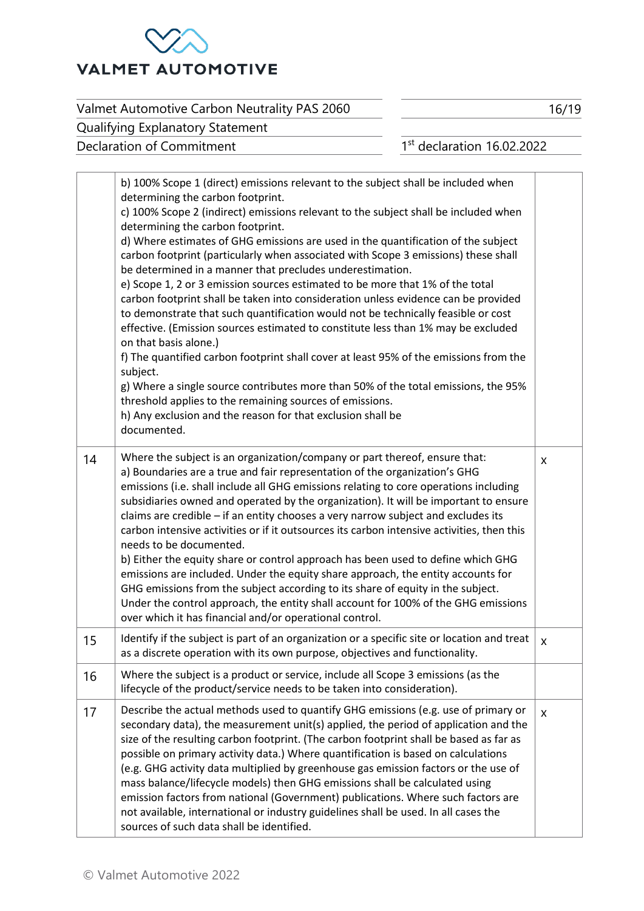| | | |
|---|---|---|
| | b) 100% Scope 1 (direct) emissions relevant to the subject shall be included when determining the carbon footprint.<br>c) 100% Scope 2 (indirect) emissions relevant to the subject shall be included when determining the carbon footprint.<br>d) Where estimates of GHG emissions are used in the quantification of the subject carbon footprint (particularly when associated with Scope 3 emissions) these shall be determined in a manner that precludes underestimation.<br>e) Scope 1, 2 or 3 emission sources estimated to be more that 1% of the total carbon footprint shall be taken into consideration unless evidence can be provided to demonstrate that such quantification would not be technically feasible or cost effective. (Emission sources estimated to constitute less than 1% may be excluded on that basis alone.)<br>f) The quantified carbon footprint shall cover at least 95% of the emissions from the subject.<br>g) Where a single source contributes more than 50% of the total emissions, the 95% threshold applies to the remaining sources of emissions.<br>h) Any exclusion and the reason for that exclusion shall be documented. | |
| 14 | Where the subject is an organization/company or part thereof, ensure that:<br>a) Boundaries are a true and fair representation of the organization's GHG emissions (i.e. shall include all GHG emissions relating to core operations including subsidiaries owned and operated by the organization). It will be important to ensure claims are credible – if an entity chooses a very narrow subject and excludes its carbon intensive activities or if it outsources its carbon intensive activities, then this needs to be documented.<br>b) Either the equity share or control approach has been used to define which GHG emissions are included. Under the equity share approach, the entity accounts for GHG emissions from the subject according to its share of equity in the subject. Under the control approach, the entity shall account for 100% of the GHG emissions over which it has financial and/or operational control. | x |
| 15 | Identify if the subject is part of an organization or a specific site or location and treat as a discrete operation with its own purpose, objectives and functionality. | x |
| 16 | Where the subject is a product or service, include all Scope 3 emissions (as the lifecycle of the product/service needs to be taken into consideration). | |
| 17 | Describe the actual methods used to quantify GHG emissions (e.g. use of primary or secondary data), the measurement unit(s) applied, the period of application and the size of the resulting carbon footprint. (The carbon footprint shall be based as far as possible on primary activity data.) Where quantification is based on calculations (e.g. GHG activity data multiplied by greenhouse gas emission factors or the use of mass balance/lifecycle models) then GHG emissions shall be calculated using emission factors from national (Government) publications. Where such factors are not available, international or industry guidelines shall be used. In all cases the sources of such data shall be identified. | x |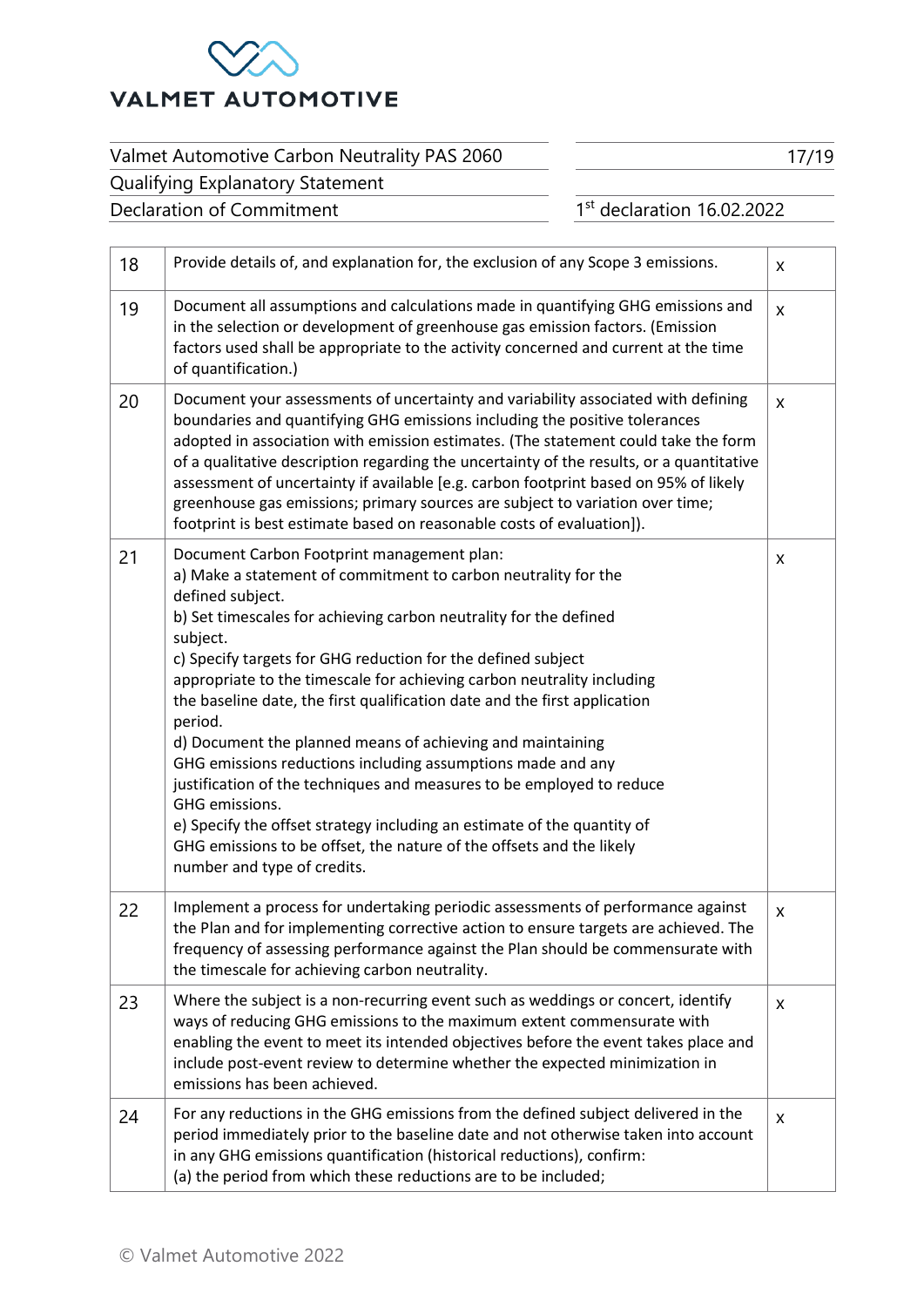| | | |
|---|---|---|
| 18 | Provide details of, and explanation for, the exclusion of any Scope 3 emissions. | x |
| 19 | Document all assumptions and calculations made in quantifying GHG emissions and in the selection or development of greenhouse gas emission factors. (Emission factors used shall be appropriate to the activity concerned and current at the time of quantification.) | x |
| 20 | Document your assessments of uncertainty and variability associated with defining boundaries and quantifying GHG emissions including the positive tolerances adopted in association with emission estimates. (The statement could take the form of a qualitative description regarding the uncertainty of the results, or a quantitative assessment of uncertainty if available [e.g. carbon footprint based on 95% of likely greenhouse gas emissions; primary sources are subject to variation over time; footprint is best estimate based on reasonable costs of evaluation]). | x |
| 21 | Document Carbon Footprint management plan:<br>a) Make a statement of commitment to carbon neutrality for the defined subject.<br>b) Set timescales for achieving carbon neutrality for the defined subject.<br>c) Specify targets for GHG reduction for the defined subject appropriate to the timescale for achieving carbon neutrality including the baseline date, the first qualification date and the first application period.<br>d) Document the planned means of achieving and maintaining GHG emissions reductions including assumptions made and any justification of the techniques and measures to be employed to reduce GHG emissions.<br>e) Specify the offset strategy including an estimate of the quantity of GHG emissions to be offset, the nature of the offsets and the likely number and type of credits. | x |
| 22 | Implement a process for undertaking periodic assessments of performance against the Plan and for implementing corrective action to ensure targets are achieved. The frequency of assessing performance against the Plan should be commensurate with the timescale for achieving carbon neutrality. | x |
| 23 | Where the subject is a non-recurring event such as weddings or concert, identify ways of reducing GHG emissions to the maximum extent commensurate with enabling the event to meet its intended objectives before the event takes place and include post-event review to determine whether the expected minimization in emissions has been achieved. | x |
| 24 | For any reductions in the GHG emissions from the defined subject delivered in the period immediately prior to the baseline date and not otherwise taken into account in any GHG emissions quantification (historical reductions), confirm:<br>(a) the period from which these reductions are to be included; | x |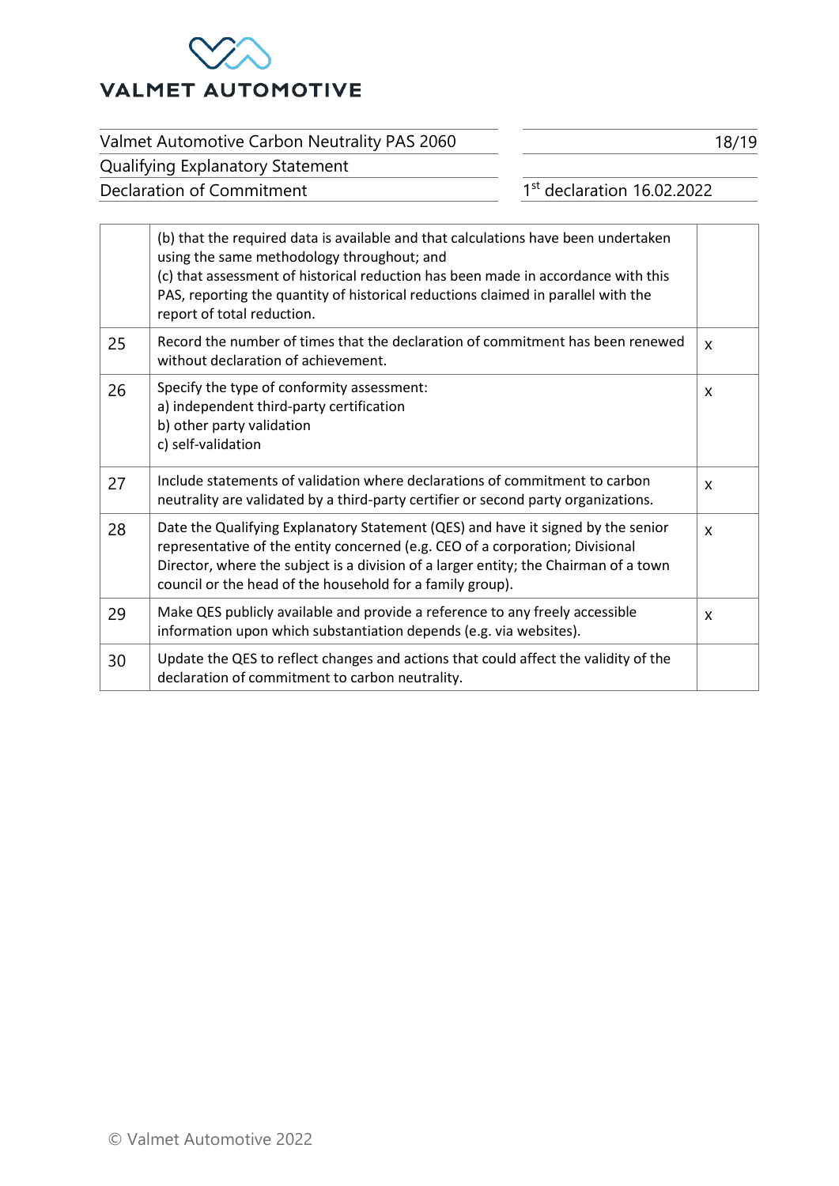| | | |
|---|---|---|
| | (b) that the required data is available and that calculations have been undertaken using the same methodology throughout; and<br>(c) that assessment of historical reduction has been made in accordance with this PAS, reporting the quantity of historical reductions claimed in parallel with the report of total reduction. | |
| 25 | Record the number of times that the declaration of commitment has been renewed without declaration of achievement. | x |
| 26 | Specify the type of conformity assessment:<br>a) independent third-party certification<br>b) other party validation<br>c) self-validation | x |
| 27 | Include statements of validation where declarations of commitment to carbon neutrality are validated by a third-party certifier or second party organizations. | x |
| 28 | Date the Qualifying Explanatory Statement (QES) and have it signed by the senior representative of the entity concerned (e.g. CEO of a corporation; Divisional Director, where the subject is a division of a larger entity; the Chairman of a town council or the head of the household for a family group). | x |
| 29 | Make QES publicly available and provide a reference to any freely accessible information upon which substantiation depends (e.g. via websites). | x |
| 30 | Update the QES to reflect changes and actions that could affect the validity of the declaration of commitment to carbon neutrality. | |